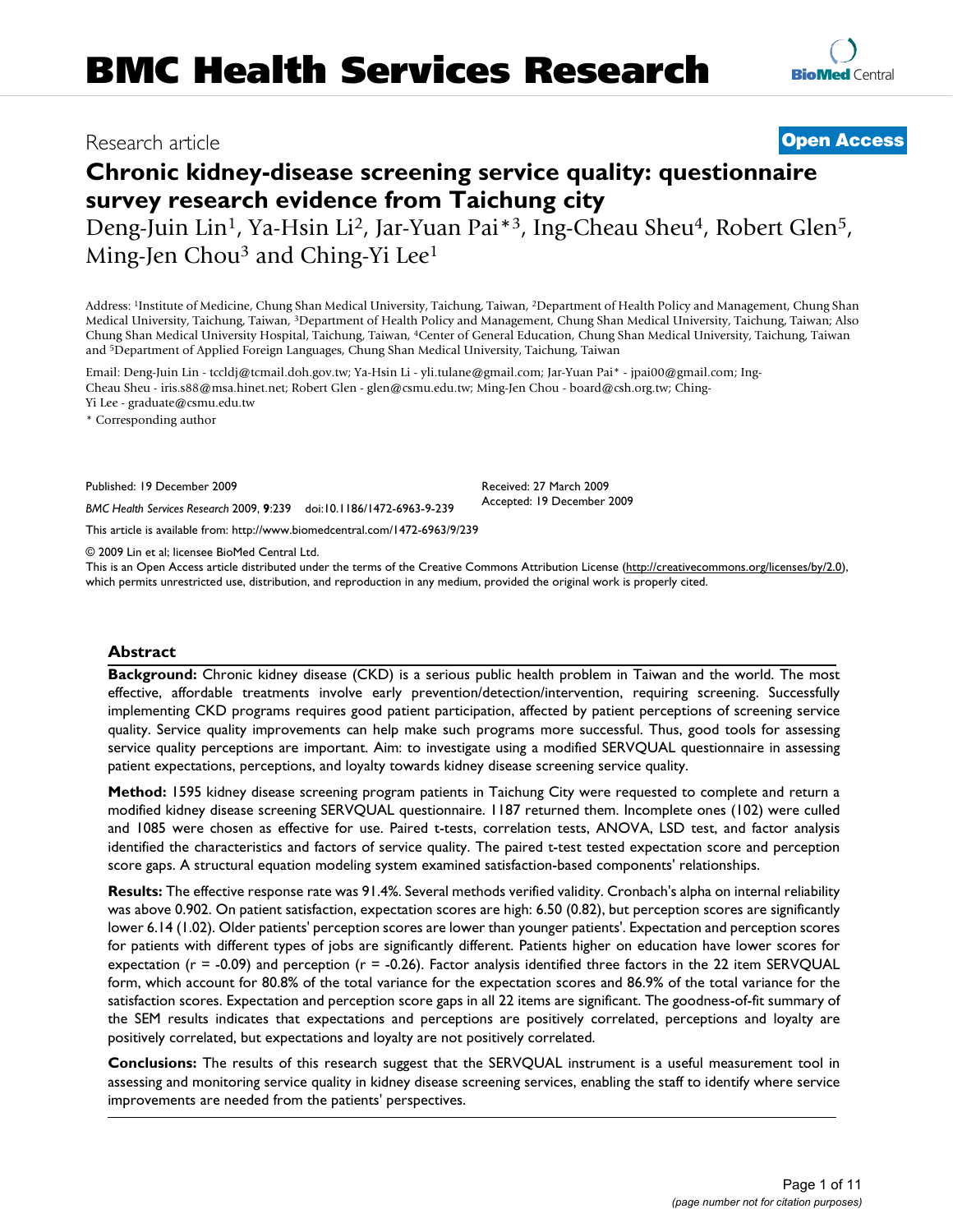# BMC Health Services Research

Research article **Open Access**

## Chronic kidney-disease screening service quality: questionnaire survey research evidence from Taichung city

Deng-Juin Lin[1], Ya-Hsin Li[2], Jar-Yuan Pai*[3], Ing-Cheau Sheu[4], Robert Glen[5], Ming-Jen Chou[3] and Ching-Yi Lee[1]

Address: [1]Institute of Medicine, Chung Shan Medical University, Taichung, Taiwan, [2]Department of Health Policy and Management, Chung Shan Medical University, Taichung, Taiwan, [3]Department of Health Policy and Management, Chung Shan Medical University, Taichung, Taiwan; Also Chung Shan Medical University Hospital, Taichung, Taiwan, [4]Center of General Education, Chung Shan Medical University, Taichung, Taiwan and [5]Department of Applied Foreign Languages, Chung Shan Medical University, Taichung, Taiwan

Email: Deng-Juin Lin - tccldj@tcmail.doh.gov.tw; Ya-Hsin Li - yli.tulane@gmail.com; Jar-Yuan Pai* - jpai00@gmail.com; Ing-Cheau Sheu - iris.s88@msa.hinet.net; Robert Glen - glen@csmu.edu.tw; Ming-Jen Chou - board@csh.org.tw; Ching-Yi Lee - graduate@csmu.edu.tw

* Corresponding author

Published: 19 December 2009

Received: 27 March 2009
Accepted: 19 December 2009

*BMC Health Services Research* 2009, **9**:239 doi:10.1186/1472-6963-9-239

This article is available from: http://www.biomedcentral.com/1472-6963/9/239

© 2009 Lin et al; licensee BioMed Central Ltd.
This is an Open Access article distributed under the terms of the Creative Commons Attribution License (http://creativecommons.org/licenses/by/2.0), which permits unrestricted use, distribution, and reproduction in any medium, provided the original work is properly cited.

### Abstract

**Background:** Chronic kidney disease (CKD) is a serious public health problem in Taiwan and the world. The most effective, affordable treatments involve early prevention/detection/intervention, requiring screening. Successfully implementing CKD programs requires good patient participation, affected by patient perceptions of screening service quality. Service quality improvements can help make such programs more successful. Thus, good tools for assessing service quality perceptions are important. Aim: to investigate using a modified SERVQUAL questionnaire in assessing patient expectations, perceptions, and loyalty towards kidney disease screening service quality.

**Method:** 1595 kidney disease screening program patients in Taichung City were requested to complete and return a modified kidney disease screening SERVQUAL questionnaire. 1187 returned them. Incomplete ones (102) were culled and 1085 were chosen as effective for use. Paired t-tests, correlation tests, ANOVA, LSD test, and factor analysis identified the characteristics and factors of service quality. The paired t-test tested expectation score and perception score gaps. A structural equation modeling system examined satisfaction-based components' relationships.

**Results:** The effective response rate was 91.4%. Several methods verified validity. Cronbach's alpha on internal reliability was above 0.902. On patient satisfaction, expectation scores are high: 6.50 (0.82), but perception scores are significantly lower 6.14 (1.02). Older patients' perception scores are lower than younger patients'. Expectation and perception scores for patients with different types of jobs are significantly different. Patients higher on education have lower scores for expectation ($r = -0.09$) and perception ($r = -0.26$). Factor analysis identified three factors in the 22 item SERVQUAL form, which account for 80.8% of the total variance for the expectation scores and 86.9% of the total variance for the satisfaction scores. Expectation and perception score gaps in all 22 items are significant. The goodness-of-fit summary of the SEM results indicates that expectations and perceptions are positively correlated, perceptions and loyalty are positively correlated, but expectations and loyalty are not positively correlated.

**Conclusions:** The results of this research suggest that the SERVQUAL instrument is a useful measurement tool in assessing and monitoring service quality in kidney disease screening services, enabling the staff to identify where service improvements are needed from the patients' perspectives.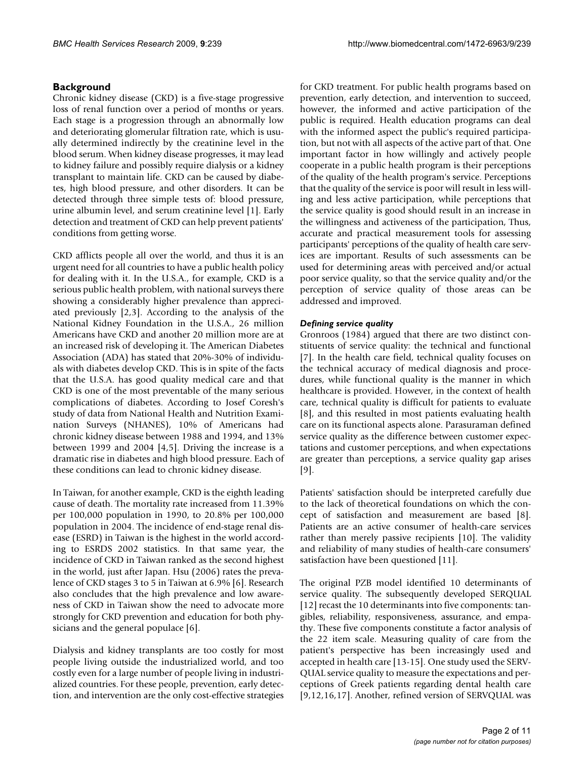## Background

Chronic kidney disease (CKD) is a five-stage progressive loss of renal function over a period of months or years. Each stage is a progression through an abnormally low and deteriorating glomerular filtration rate, which is usually determined indirectly by the creatinine level in the blood serum. When kidney disease progresses, it may lead to kidney failure and possibly require dialysis or a kidney transplant to maintain life. CKD can be caused by diabetes, high blood pressure, and other disorders. It can be detected through three simple tests of: blood pressure, urine albumin level, and serum creatinine level [1]. Early detection and treatment of CKD can help prevent patients' conditions from getting worse.

CKD afflicts people all over the world, and thus it is an urgent need for all countries to have a public health policy for dealing with it. In the U.S.A., for example, CKD is a serious public health problem, with national surveys there showing a considerably higher prevalence than appreciated previously [2,3]. According to the analysis of the National Kidney Foundation in the U.S.A., 26 million Americans have CKD and another 20 million more are at an increased risk of developing it. The American Diabetes Association (ADA) has stated that 20%-30% of individuals with diabetes develop CKD. This is in spite of the facts that the U.S.A. has good quality medical care and that CKD is one of the most preventable of the many serious complications of diabetes. According to Josef Coresh's study of data from National Health and Nutrition Examination Surveys (NHANES), 10% of Americans had chronic kidney disease between 1988 and 1994, and 13% between 1999 and 2004 [4,5]. Driving the increase is a dramatic rise in diabetes and high blood pressure. Each of these conditions can lead to chronic kidney disease.

In Taiwan, for another example, CKD is the eighth leading cause of death. The mortality rate increased from 11.39% per 100,000 population in 1990, to 20.8% per 100,000 population in 2004. The incidence of end-stage renal disease (ESRD) in Taiwan is the highest in the world according to ESRDS 2002 statistics. In that same year, the incidence of CKD in Taiwan ranked as the second highest in the world, just after Japan. Hsu (2006) rates the prevalence of CKD stages 3 to 5 in Taiwan at 6.9% [6]. Research also concludes that the high prevalence and low awareness of CKD in Taiwan show the need to advocate more strongly for CKD prevention and education for both physicians and the general populace [6].

Dialysis and kidney transplants are too costly for most people living outside the industrialized world, and too costly even for a large number of people living in industrialized countries. For these people, prevention, early detection, and intervention are the only cost-effective strategies for CKD treatment. For public health programs based on prevention, early detection, and intervention to succeed, however, the informed and active participation of the public is required. Health education programs can deal with the informed aspect the public's required participation, but not with all aspects of the active part of that. One important factor in how willingly and actively people cooperate in a public health program is their perceptions of the quality of the health program's service. Perceptions that the quality of the service is poor will result in less willing and less active participation, while perceptions that the service quality is good should result in an increase in the willingness and activeness of the participation, Thus, accurate and practical measurement tools for assessing participants' perceptions of the quality of health care services are important. Results of such assessments can be used for determining areas with perceived and/or actual poor service quality, so that the service quality and/or the perception of service quality of those areas can be addressed and improved.

### *Defining service quality*

Gronroos (1984) argued that there are two distinct constituents of service quality: the technical and functional [7]. In the health care field, technical quality focuses on the technical accuracy of medical diagnosis and procedures, while functional quality is the manner in which healthcare is provided. However, in the context of health care, technical quality is difficult for patients to evaluate [8], and this resulted in most patients evaluating health care on its functional aspects alone. Parasuraman defined service quality as the difference between customer expectations and customer perceptions, and when expectations are greater than perceptions, a service quality gap arises [9].

Patients' satisfaction should be interpreted carefully due to the lack of theoretical foundations on which the concept of satisfaction and measurement are based [8]. Patients are an active consumer of health-care services rather than merely passive recipients [10]. The validity and reliability of many studies of health-care consumers' satisfaction have been questioned [11].

The original PZB model identified 10 determinants of service quality. The subsequently developed SERQUAL [12] recast the 10 determinants into five components: tangibles, reliability, responsiveness, assurance, and empathy. These five components constitute a factor analysis of the 22 item scale. Measuring quality of care from the patient's perspective has been increasingly used and accepted in health care [13-15]. One study used the SERVQUAL service quality to measure the expectations and perceptions of Greek patients regarding dental health care [9,12,16,17]. Another, refined version of SERVQUAL was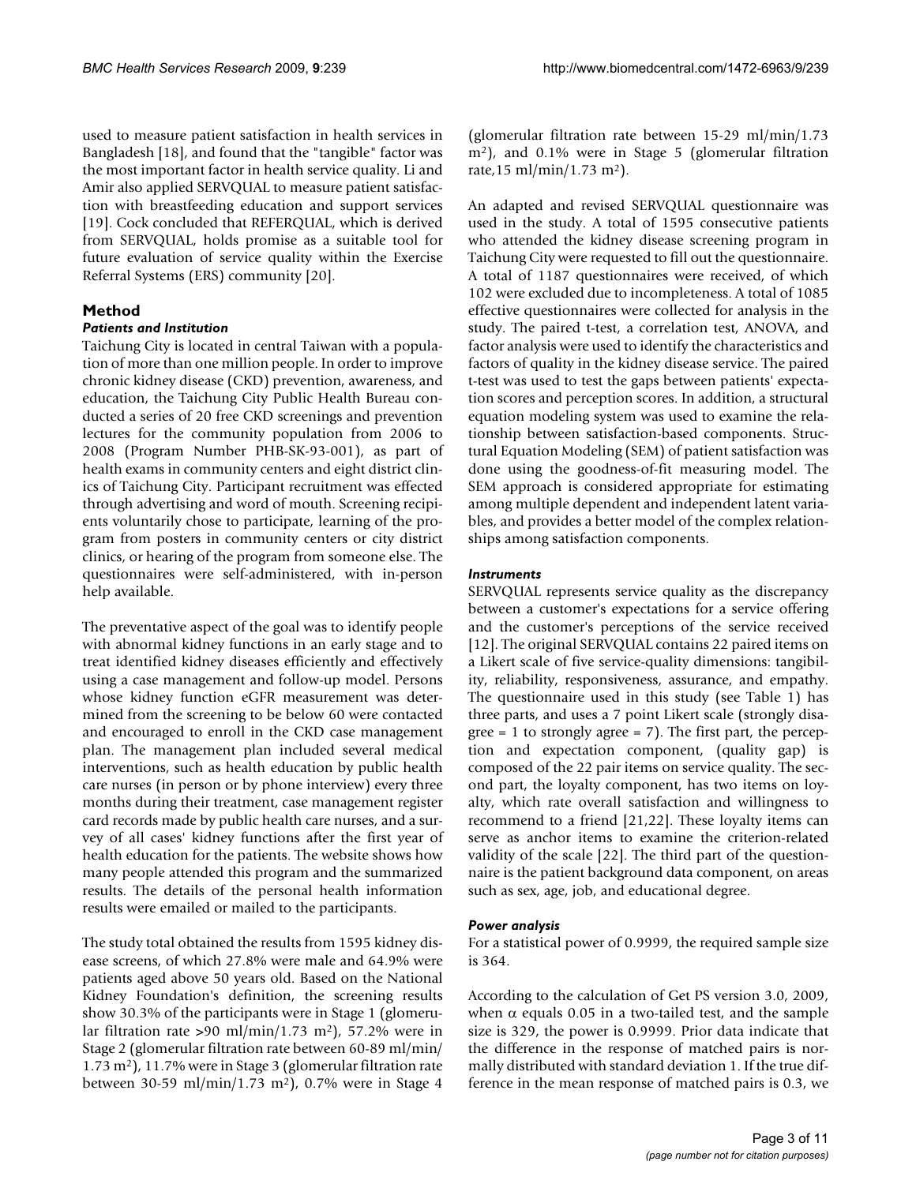used to measure patient satisfaction in health services in Bangladesh [18], and found that the "tangible" factor was the most important factor in health service quality. Li and Amir also applied SERVQUAL to measure patient satisfaction with breastfeeding education and support services [19]. Cock concluded that REFERQUAL, which is derived from SERVQUAL, holds promise as a suitable tool for future evaluation of service quality within the Exercise Referral Systems (ERS) community [20].

## Method

### *Patients and Institution*

Taichung City is located in central Taiwan with a population of more than one million people. In order to improve chronic kidney disease (CKD) prevention, awareness, and education, the Taichung City Public Health Bureau conducted a series of 20 free CKD screenings and prevention lectures for the community population from 2006 to 2008 (Program Number PHB-SK-93-001), as part of health exams in community centers and eight district clinics of Taichung City. Participant recruitment was effected through advertising and word of mouth. Screening recipients voluntarily chose to participate, learning of the program from posters in community centers or city district clinics, or hearing of the program from someone else. The questionnaires were self-administered, with in-person help available.

The preventative aspect of the goal was to identify people with abnormal kidney functions in an early stage and to treat identified kidney diseases efficiently and effectively using a case management and follow-up model. Persons whose kidney function eGFR measurement was determined from the screening to be below 60 were contacted and encouraged to enroll in the CKD case management plan. The management plan included several medical interventions, such as health education by public health care nurses (in person or by phone interview) every three months during their treatment, case management register card records made by public health care nurses, and a survey of all cases' kidney functions after the first year of health education for the patients. The website shows how many people attended this program and the summarized results. The details of the personal health information results were emailed or mailed to the participants.

The study total obtained the results from 1595 kidney disease screens, of which 27.8% were male and 64.9% were patients aged above 50 years old. Based on the National Kidney Foundation's definition, the screening results show 30.3% of the participants were in Stage 1 (glomerular filtration rate >90 ml/min/1.73 $m^2$), 57.2% were in Stage 2 (glomerular filtration rate between 60-89 ml/min/1.73 $m^2$), 11.7% were in Stage 3 (glomerular filtration rate between 30-59 ml/min/1.73 $m^2$), 0.7% were in Stage 4 (glomerular filtration rate between 15-29 ml/min/1.73 $m^2$), and 0.1% were in Stage 5 (glomerular filtration rate,15 ml/min/1.73 $m^2$).

An adapted and revised SERVQUAL questionnaire was used in the study. A total of 1595 consecutive patients who attended the kidney disease screening program in Taichung City were requested to fill out the questionnaire. A total of 1187 questionnaires were received, of which 102 were excluded due to incompleteness. A total of 1085 effective questionnaires were collected for analysis in the study. The paired t-test, a correlation test, ANOVA, and factor analysis were used to identify the characteristics and factors of quality in the kidney disease service. The paired t-test was used to test the gaps between patients' expectation scores and perception scores. In addition, a structural equation modeling system was used to examine the relationship between satisfaction-based components. Structural Equation Modeling (SEM) of patient satisfaction was done using the goodness-of-fit measuring model. The SEM approach is considered appropriate for estimating among multiple dependent and independent latent variables, and provides a better model of the complex relationships among satisfaction components.

### *Instruments*

SERVQUAL represents service quality as the discrepancy between a customer's expectations for a service offering and the customer's perceptions of the service received [12]. The original SERVQUAL contains 22 paired items on a Likert scale of five service-quality dimensions: tangibility, reliability, responsiveness, assurance, and empathy. The questionnaire used in this study (see Table 1) has three parts, and uses a 7 point Likert scale (strongly disagree = 1 to strongly agree = 7). The first part, the perception and expectation component, (quality gap) is composed of the 22 pair items on service quality. The second part, the loyalty component, has two items on loyalty, which rate overall satisfaction and willingness to recommend to a friend [21,22]. These loyalty items can serve as anchor items to examine the criterion-related validity of the scale [22]. The third part of the questionnaire is the patient background data component, on areas such as sex, age, job, and educational degree.

### *Power analysis*

For a statistical power of 0.9999, the required sample size is 364.

According to the calculation of Get PS version 3.0, 2009, when $\alpha$ equals 0.05 in a two-tailed test, and the sample size is 329, the power is 0.9999. Prior data indicate that the difference in the response of matched pairs is normally distributed with standard deviation 1. If the true difference in the mean response of matched pairs is 0.3, we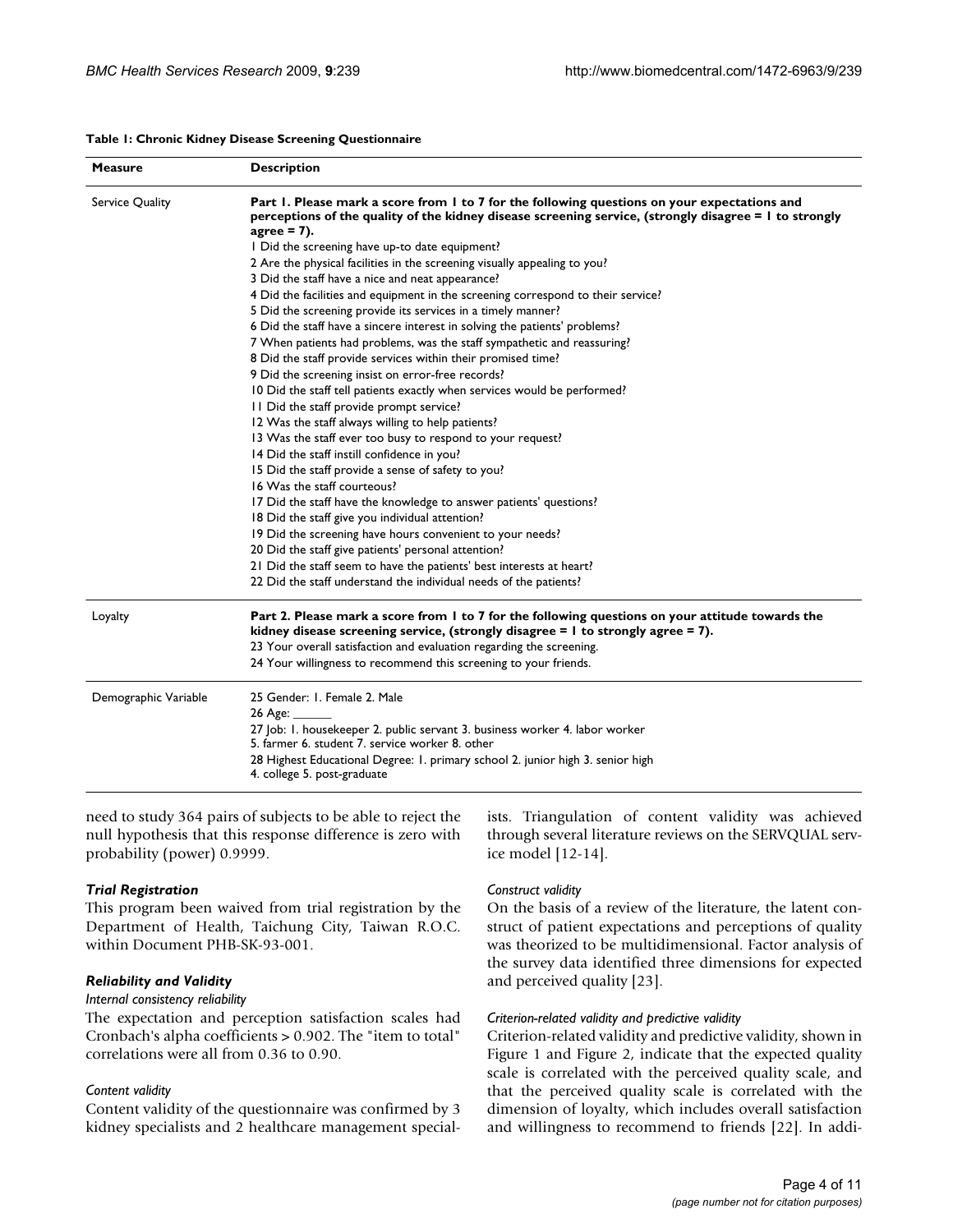**Table 1: Chronic Kidney Disease Screening Questionnaire**

| Measure | Description |
| --- | --- |
| Service Quality | **Part 1. Please mark a score from 1 to 7 for the following questions on your expectations and perceptions of the quality of the kidney disease screening service, (strongly disagree = 1 to strongly agree = 7).**<br>1 Did the screening have up-to date equipment?<br>2 Are the physical facilities in the screening visually appealing to you?<br>3 Did the staff have a nice and neat appearance?<br>4 Did the facilities and equipment in the screening correspond to their service?<br>5 Did the screening provide its services in a timely manner?<br>6 Did the staff have a sincere interest in solving the patients' problems?<br>7 When patients had problems, was the staff sympathetic and reassuring?<br>8 Did the staff provide services within their promised time?<br>9 Did the screening insist on error-free records?<br>10 Did the staff tell patients exactly when services would be performed?<br>11 Did the staff provide prompt service?<br>12 Was the staff always willing to help patients?<br>13 Was the staff ever too busy to respond to your request?<br>14 Did the staff instill confidence in you?<br>15 Did the staff provide a sense of safety to you?<br>16 Was the staff courteous?<br>17 Did the staff have the knowledge to answer patients' questions?<br>18 Did the staff give you individual attention?<br>19 Did the screening have hours convenient to your needs?<br>20 Did the staff give patients' personal attention?<br>21 Did the staff seem to have the patients' best interests at heart?<br>22 Did the staff understand the individual needs of the patients? |
| Loyalty | **Part 2. Please mark a score from 1 to 7 for the following questions on your attitude towards the kidney disease screening service, (strongly disagree = 1 to strongly agree = 7).**<br>23 Your overall satisfaction and evaluation regarding the screening.<br>24 Your willingness to recommend this screening to your friends. |
| Demographic Variable | 25 Gender: 1. Female 2. Male<br>26 Age: ______<br>27 Job: 1. housekeeper 2. public servant 3. business worker 4. labor worker 5. farmer 6. student 7. service worker 8. other<br>28 Highest Educational Degree: 1. primary school 2. junior high 3. senior high 4. college 5. post-graduate |

need to study 364 pairs of subjects to be able to reject the null hypothesis that this response difference is zero with probability (power) 0.9999.

### *Trial Registration*

This program been waived from trial registration by the Department of Health, Taichung City, Taiwan R.O.C. within Document PHB-SK-93-001.

### *Reliability and Validity*

#### *Internal consistency reliability*

The expectation and perception satisfaction scales had Cronbach's alpha coefficients > 0.902. The "item to total" correlations were all from 0.36 to 0.90.

#### *Content validity*

Content validity of the questionnaire was confirmed by 3 kidney specialists and 2 healthcare management specialists. Triangulation of content validity was achieved through several literature reviews on the SERVQUAL service model [12-14].

#### *Construct validity*

On the basis of a review of the literature, the latent construct of patient expectations and perceptions of quality was theorized to be multidimensional. Factor analysis of the survey data identified three dimensions for expected and perceived quality [23].

#### *Criterion-related validity and predictive validity*

Criterion-related validity and predictive validity, shown in Figure 1 and Figure 2, indicate that the expected quality scale is correlated with the perceived quality scale, and that the perceived quality scale is correlated with the dimension of loyalty, which includes overall satisfaction and willingness to recommend to friends [22]. In addi-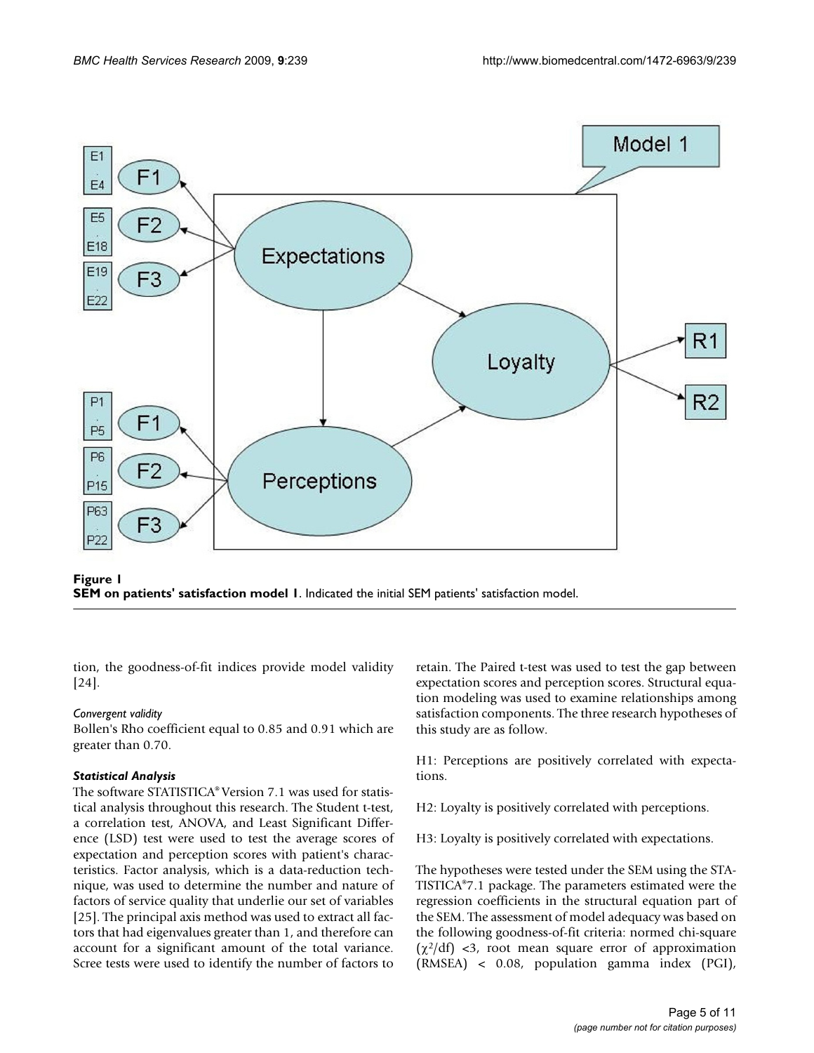**Figure 1**
**SEM on patients' satisfaction model 1**. Indicated the initial SEM patients' satisfaction model.

tion, the goodness-of-fit indices provide model validity [24].

*Convergent validity*

Bollen's Rho coefficient equal to 0.85 and 0.91 which are greater than 0.70.

### *Statistical Analysis*

The software STATISTICA® Version 7.1 was used for statistical analysis throughout this research. The Student t-test, a correlation test, ANOVA, and Least Significant Difference (LSD) test were used to test the average scores of expectation and perception scores with patient's characteristics. Factor analysis, which is a data-reduction technique, was used to determine the number and nature of factors of service quality that underlie our set of variables [25]. The principal axis method was used to extract all factors that had eigenvalues greater than 1, and therefore can account for a significant amount of the total variance. Scree tests were used to identify the number of factors to retain. The Paired t-test was used to test the gap between expectation scores and perception scores. Structural equation modeling was used to examine relationships among satisfaction components. The three research hypotheses of this study are as follow.

H1: Perceptions are positively correlated with expectations.

H2: Loyalty is positively correlated with perceptions.

H3: Loyalty is positively correlated with expectations.

The hypotheses were tested under the SEM using the STATISTICA®7.1 package. The parameters estimated were the regression coefficients in the structural equation part of the SEM. The assessment of model adequacy was based on the following goodness-of-fit criteria: normed chi-square ($\chi^2$/df) <3, root mean square error of approximation (RMSEA) < 0.08, population gamma index (PGI),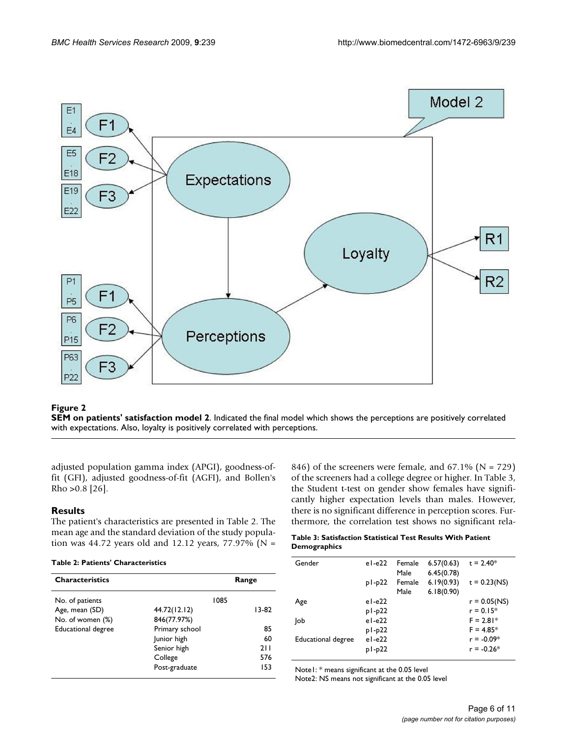**Figure 2**

**SEM on patients' satisfaction model 2**. Indicated the final model which shows the perceptions are positively correlated with expectations. Also, loyalty is positively correlated with perceptions.

adjusted population gamma index (APGI), goodness-of-fit (GFI), adjusted goodness-of-fit (AGFI), and Bollen's Rho >0.8 [26].

## Results

The patient's characteristics are presented in Table 2. The mean age and the standard deviation of the study population was 44.72 years old and 12.12 years, 77.97% (N = 846) of the screeners were female, and 67.1% (N = 729) of the screeners had a college degree or higher. In Table 3, the Student t-test on gender show females have significantly higher expectation levels than males. However, there is no significant difference in perception scores. Furthermore, the correlation test shows no significant rela-

**Table 2: Patients' Characteristics**

| Characteristics | | Range |
|---|---|---|
| No. of patients | 1085 | |
| Age, mean (SD) | 44.72(12.12) | 13-82 |
| No. of women (%) | 846(77.97%) | |
| Educational degree | Primary school | 85 |
| | Junior high | 60 |
| | Senior high | 211 |
| | College | 576 |
| | Post-graduate | 153 |

**Table 3: Satisfaction Statistical Test Results With Patient Demographics**

| | | | | |
|---|---|---|---|---|
| Gender | e1-e22 | Female | 6.57(0.63) | t = 2.40* |
| | | Male | 6.45(0.78) | |
| | p1-p22 | Female | 6.19(0.93) | t = 0.23(NS) |
| | | Male | 6.18(0.90) | |
| Age | e1-e22 | | | r = 0.05(NS) |
| | p1-p22 | | | r = 0.15* |
| Job | e1-e22 | | | F = 2.81* |
| | p1-p22 | | | F = 4.85* |
| Educational degree | e1-e22 | | | r = -0.09* |
| | p1-p22 | | | r = -0.26* |

Note1: * means significant at the 0.05 level
Note2: NS means not significant at the 0.05 level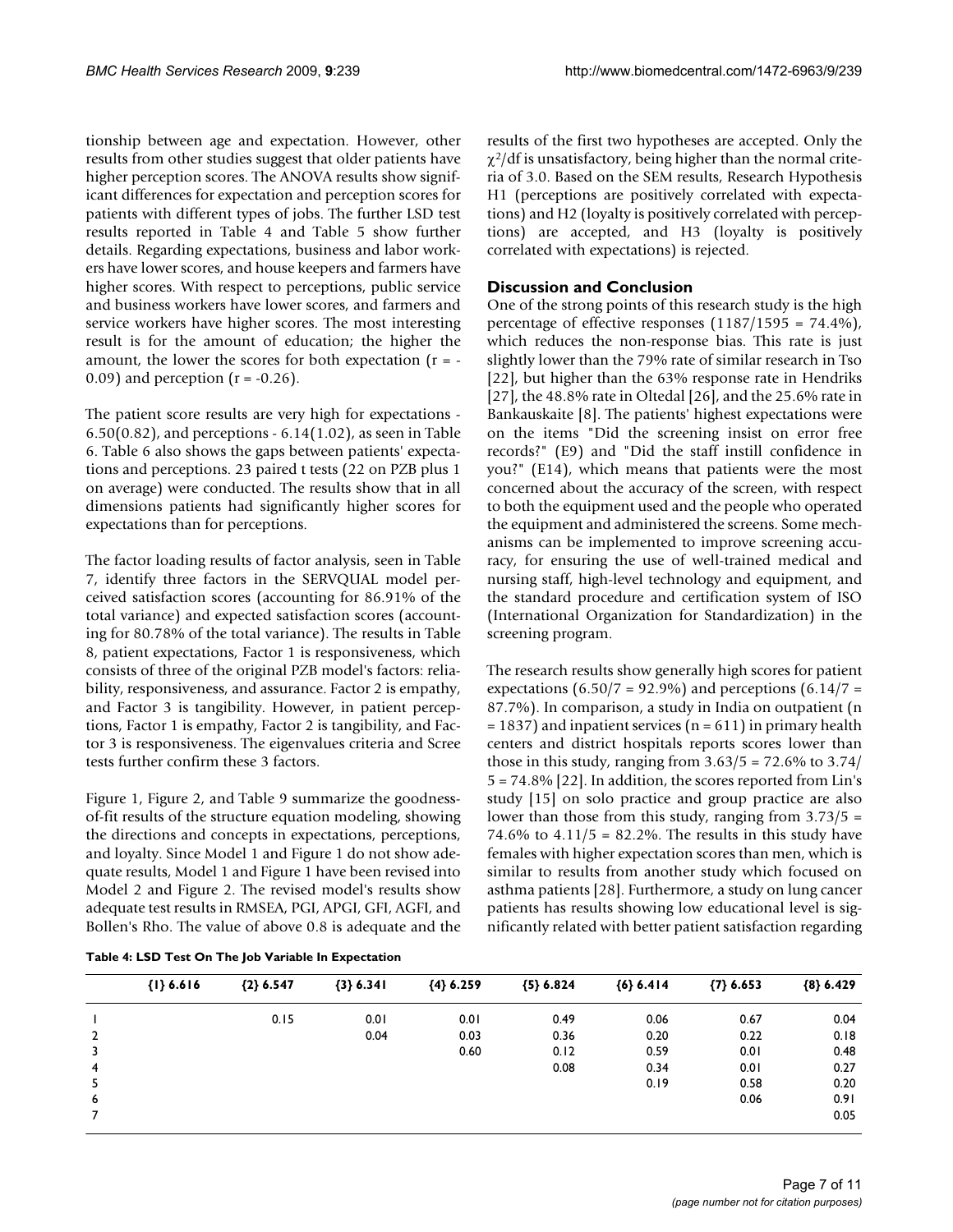tionship between age and expectation. However, other results from other studies suggest that older patients have higher perception scores. The ANOVA results show significant differences for expectation and perception scores for patients with different types of jobs. The further LSD test results reported in Table 4 and Table 5 show further details. Regarding expectations, business and labor workers have lower scores, and house keepers and farmers have higher scores. With respect to perceptions, public service and business workers have lower scores, and farmers and service workers have higher scores. The most interesting result is for the amount of education; the higher the amount, the lower the scores for both expectation ($r = -0.09$) and perception ($r = -0.26$).

The patient score results are very high for expectations - 6.50(0.82), and perceptions - 6.14(1.02), as seen in Table 6. Table 6 also shows the gaps between patients' expectations and perceptions. 23 paired t tests (22 on PZB plus 1 on average) were conducted. The results show that in all dimensions patients had significantly higher scores for expectations than for perceptions.

The factor loading results of factor analysis, seen in Table 7, identify three factors in the SERVQUAL model perceived satisfaction scores (accounting for 86.91% of the total variance) and expected satisfaction scores (accounting for 80.78% of the total variance). The results in Table 8, patient expectations, Factor 1 is responsiveness, which consists of three of the original PZB model's factors: reliability, responsiveness, and assurance. Factor 2 is empathy, and Factor 3 is tangibility. However, in patient perceptions, Factor 1 is empathy, Factor 2 is tangibility, and Factor 3 is responsiveness. The eigenvalues criteria and Scree tests further confirm these 3 factors.

Figure 1, Figure 2, and Table 9 summarize the goodness-of-fit results of the structure equation modeling, showing the directions and concepts in expectations, perceptions, and loyalty. Since Model 1 and Figure 1 do not show adequate results, Model 1 and Figure 1 have been revised into Model 2 and Figure 2. The revised model's results show adequate test results in RMSEA, PGI, APGI, GFI, AGFI, and Bollen's Rho. The value of above 0.8 is adequate and the results of the first two hypotheses are accepted. Only the $\chi^2$/df is unsatisfactory, being higher than the normal criteria of 3.0. Based on the SEM results, Research Hypothesis H1 (perceptions are positively correlated with expectations) and H2 (loyalty is positively correlated with perceptions) are accepted, and H3 (loyalty is positively correlated with expectations) is rejected.

## Discussion and Conclusion

One of the strong points of this research study is the high percentage of effective responses (1187/1595 = 74.4%), which reduces the non-response bias. This rate is just slightly lower than the 79% rate of similar research in Tso [22], but higher than the 63% response rate in Hendriks [27], the 48.8% rate in Oltedal [26], and the 25.6% rate in Bankauskaite [8]. The patients' highest expectations were on the items "Did the screening insist on error free records?" (E9) and "Did the staff instill confidence in you?" (E14), which means that patients were the most concerned about the accuracy of the screen, with respect to both the equipment used and the people who operated the equipment and administered the screens. Some mechanisms can be implemented to improve screening accuracy, for ensuring the use of well-trained medical and nursing staff, high-level technology and equipment, and the standard procedure and certification system of ISO (International Organization for Standardization) in the screening program.

The research results show generally high scores for patient expectations (6.50/7 = 92.9%) and perceptions (6.14/7 = 87.7%). In comparison, a study in India on outpatient (n = 1837) and inpatient services (n = 611) in primary health centers and district hospitals reports scores lower than those in this study, ranging from 3.63/5 = 72.6% to 3.74/5 = 74.8% [22]. In addition, the scores reported from Lin's study [15] on solo practice and group practice are also lower than those from this study, ranging from 3.73/5 = 74.6% to 4.11/5 = 82.2%. The results in this study have females with higher expectation scores than men, which is similar to results from another study which focused on asthma patients [28]. Furthermore, a study on lung cancer patients has results showing low educational level is significantly related with better patient satisfaction regarding

**Table 4: LSD Test On The Job Variable In Expectation**

| | {1} 6.616 | {2} 6.547 | {3} 6.341 | {4} 6.259 | {5} 6.824 | {6} 6.414 | {7} 6.653 | {8} 6.429 |
|---|---|---|---|---|---|---|---|---|
| 1 | | 0.15 | 0.01 | 0.01 | 0.49 | 0.06 | 0.67 | 0.04 |
| 2 | | | 0.04 | 0.03 | 0.36 | 0.20 | 0.22 | 0.18 |
| 3 | | | | 0.60 | 0.12 | 0.59 | 0.01 | 0.48 |
| 4 | | | | | 0.08 | 0.34 | 0.01 | 0.27 |
| 5 | | | | | | 0.19 | 0.58 | 0.20 |
| 6 | | | | | | | 0.06 | 0.91 |
| 7 | | | | | | | | 0.05 |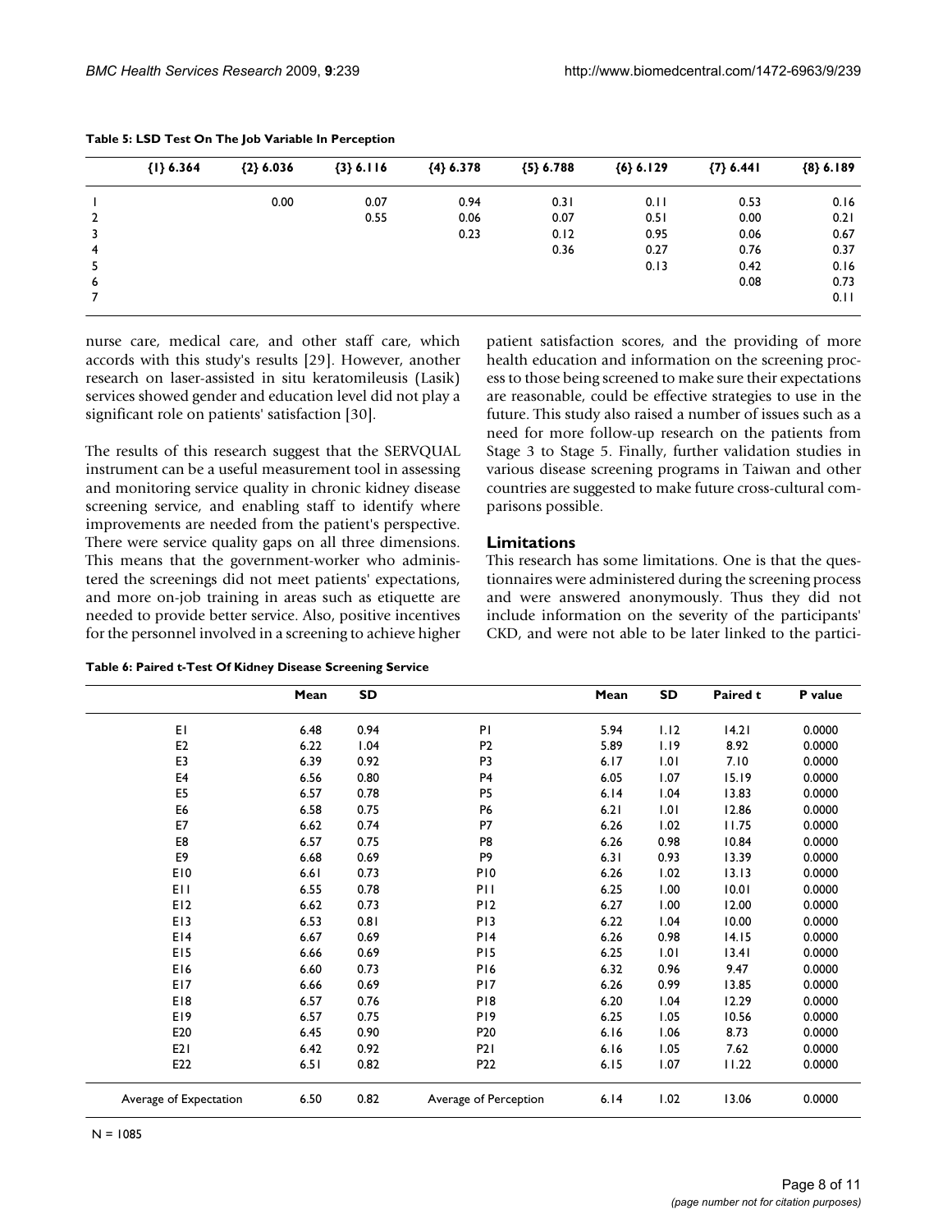**Table 5: LSD Test On The Job Variable In Perception**

| | {1} 6.364 | {2} 6.036 | {3} 6.116 | {4} 6.378 | {5} 6.788 | {6} 6.129 | {7} 6.441 | {8} 6.189 |
|---|---|---|---|---|---|---|---|---|
| 1 | | 0.00 | 0.07 | 0.94 | 0.31 | 0.11 | 0.53 | 0.16 |
| 2 | | | 0.55 | 0.06 | 0.07 | 0.51 | 0.00 | 0.21 |
| 3 | | | | 0.23 | 0.12 | 0.95 | 0.06 | 0.67 |
| 4 | | | | | 0.36 | 0.27 | 0.76 | 0.37 |
| 5 | | | | | | 0.13 | 0.42 | 0.16 |
| 6 | | | | | | | 0.08 | 0.73 |
| 7 | | | | | | | | 0.11 |

nurse care, medical care, and other staff care, which accords with this study's results [29]. However, another research on laser-assisted in situ keratomileusis (Lasik) services showed gender and education level did not play a significant role on patients' satisfaction [30].

The results of this research suggest that the SERVQUAL instrument can be a useful measurement tool in assessing and monitoring service quality in chronic kidney disease screening service, and enabling staff to identify where improvements are needed from the patient's perspective. There were service quality gaps on all three dimensions. This means that the government-worker who administered the screenings did not meet patients' expectations, and more on-job training in areas such as etiquette are needed to provide better service. Also, positive incentives for the personnel involved in a screening to achieve higher patient satisfaction scores, and the providing of more health education and information on the screening process to those being screened to make sure their expectations are reasonable, could be effective strategies to use in the future. This study also raised a number of issues such as a need for more follow-up research on the patients from Stage 3 to Stage 5. Finally, further validation studies in various disease screening programs in Taiwan and other countries are suggested to make future cross-cultural comparisons possible.

## Limitations

This research has some limitations. One is that the questionnaires were administered during the screening process and were answered anonymously. Thus they did not include information on the severity of the participants' CKD, and were not able to be later linked to the partici-

**Table 6: Paired t-Test Of Kidney Disease Screening Service**

| | Mean | SD | | Mean | SD | Paired t | P value |
|---|---|---|---|---|---|---|---|
| E1 | 6.48 | 0.94 | P1 | 5.94 | 1.12 | 14.21 | 0.0000 |
| E2 | 6.22 | 1.04 | P2 | 5.89 | 1.19 | 8.92 | 0.0000 |
| E3 | 6.39 | 0.92 | P3 | 6.17 | 1.01 | 7.10 | 0.0000 |
| E4 | 6.56 | 0.80 | P4 | 6.05 | 1.07 | 15.19 | 0.0000 |
| E5 | 6.57 | 0.78 | P5 | 6.14 | 1.04 | 13.83 | 0.0000 |
| E6 | 6.58 | 0.75 | P6 | 6.21 | 1.01 | 12.86 | 0.0000 |
| E7 | 6.62 | 0.74 | P7 | 6.26 | 1.02 | 11.75 | 0.0000 |
| E8 | 6.57 | 0.75 | P8 | 6.26 | 0.98 | 10.84 | 0.0000 |
| E9 | 6.68 | 0.69 | P9 | 6.31 | 0.93 | 13.39 | 0.0000 |
| E10 | 6.61 | 0.73 | P10 | 6.26 | 1.02 | 13.13 | 0.0000 |
| E11 | 6.55 | 0.78 | P11 | 6.25 | 1.00 | 10.01 | 0.0000 |
| E12 | 6.62 | 0.73 | P12 | 6.27 | 1.00 | 12.00 | 0.0000 |
| E13 | 6.53 | 0.81 | P13 | 6.22 | 1.04 | 10.00 | 0.0000 |
| E14 | 6.67 | 0.69 | P14 | 6.26 | 0.98 | 14.15 | 0.0000 |
| E15 | 6.66 | 0.69 | P15 | 6.25 | 1.01 | 13.41 | 0.0000 |
| E16 | 6.60 | 0.73 | P16 | 6.32 | 0.96 | 9.47 | 0.0000 |
| E17 | 6.66 | 0.69 | P17 | 6.26 | 0.99 | 13.85 | 0.0000 |
| E18 | 6.57 | 0.76 | P18 | 6.20 | 1.04 | 12.29 | 0.0000 |
| E19 | 6.57 | 0.75 | P19 | 6.25 | 1.05 | 10.56 | 0.0000 |
| E20 | 6.45 | 0.90 | P20 | 6.16 | 1.06 | 8.73 | 0.0000 |
| E21 | 6.42 | 0.92 | P21 | 6.16 | 1.05 | 7.62 | 0.0000 |
| E22 | 6.51 | 0.82 | P22 | 6.15 | 1.07 | 11.22 | 0.0000 |
| Average of Expectation | 6.50 | 0.82 | Average of Perception | 6.14 | 1.02 | 13.06 | 0.0000 |

N = 1085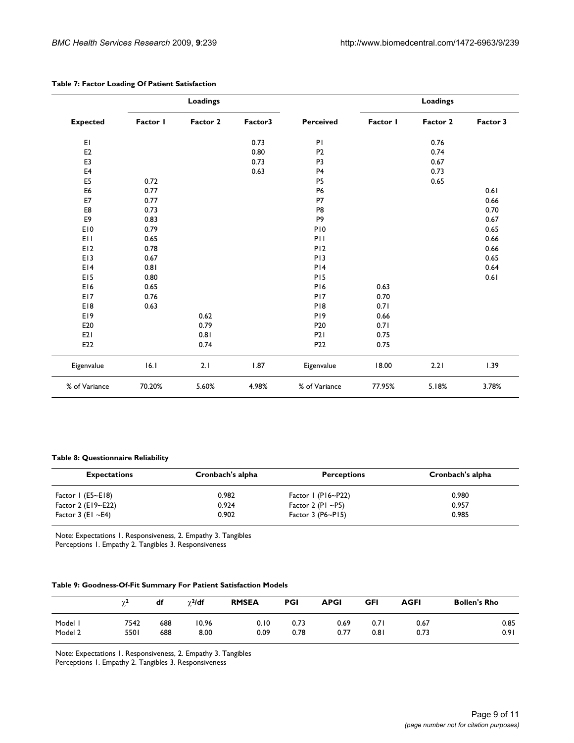**Table 7: Factor Loading Of Patient Satisfaction**

| | Loadings | | | | Loadings | | |
|---|---|---|---|---|---|---|---|
| **Expected** | **Factor 1** | **Factor 2** | **Factor3** | **Perceived** | **Factor 1** | **Factor 2** | **Factor 3** |
| E1 | | | 0.73 | P1 | | 0.76 | |
| E2 | | | 0.80 | P2 | | 0.74 | |
| E3 | | | 0.73 | P3 | | 0.67 | |
| E4 | | | 0.63 | P4 | | 0.73 | |
| E5 | 0.72 | | | P5 | | 0.65 | |
| E6 | 0.77 | | | P6 | | | 0.61 |
| E7 | 0.77 | | | P7 | | | 0.66 |
| E8 | 0.73 | | | P8 | | | 0.70 |
| E9 | 0.83 | | | P9 | | | 0.67 |
| E10 | 0.79 | | | P10 | | | 0.65 |
| E11 | 0.65 | | | P11 | | | 0.66 |
| E12 | 0.78 | | | P12 | | | 0.66 |
| E13 | 0.67 | | | P13 | | | 0.65 |
| E14 | 0.81 | | | P14 | | | 0.64 |
| E15 | 0.80 | | | P15 | | | 0.61 |
| E16 | 0.65 | | | P16 | 0.63 | | |
| E17 | 0.76 | | | P17 | 0.70 | | |
| E18 | 0.63 | | | P18 | 0.71 | | |
| E19 | | 0.62 | | P19 | 0.66 | | |
| E20 | | 0.79 | | P20 | 0.71 | | |
| E21 | | 0.81 | | P21 | 0.75 | | |
| E22 | | 0.74 | | P22 | 0.75 | | |
| Eigenvalue | 16.1 | 2.1 | 1.87 | Eigenvalue | 18.00 | 2.21 | 1.39 |
| % of Variance | 70.20% | 5.60% | 4.98% | % of Variance | 77.95% | 5.18% | 3.78% |

**Table 8: Questionnaire Reliability**

| Expectations | Cronbach's alpha | Perceptions | Cronbach's alpha |
|---|---|---|---|
| Factor 1 (E5~E18) | 0.982 | Factor 1 (P16~P22) | 0.980 |
| Factor 2 (E19~E22) | 0.924 | Factor 2 (P1 ~P5) | 0.957 |
| Factor 3 (E1 ~E4) | 0.902 | Factor 3 (P6~P15) | 0.985 |

Note: Expectations 1. Responsiveness, 2. Empathy 3. Tangibles
Perceptions 1. Empathy 2. Tangibles 3. Responsiveness

**Table 9: Goodness-Of-Fit Summary For Patient Satisfaction Models**

| | $\chi^2$ | df | $\chi^2$/df | RMSEA | PGI | APGI | GFI | AGFI | Bollen's Rho |
|---|---|---|---|---|---|---|---|---|---|
| Model 1 | 7542 | 688 | 10.96 | 0.10 | 0.73 | 0.69 | 0.71 | 0.67 | 0.85 |
| Model 2 | 5501 | 688 | 8.00 | 0.09 | 0.78 | 0.77 | 0.81 | 0.73 | 0.91 |

Note: Expectations 1. Responsiveness, 2. Empathy 3. Tangibles
Perceptions 1. Empathy 2. Tangibles 3. Responsiveness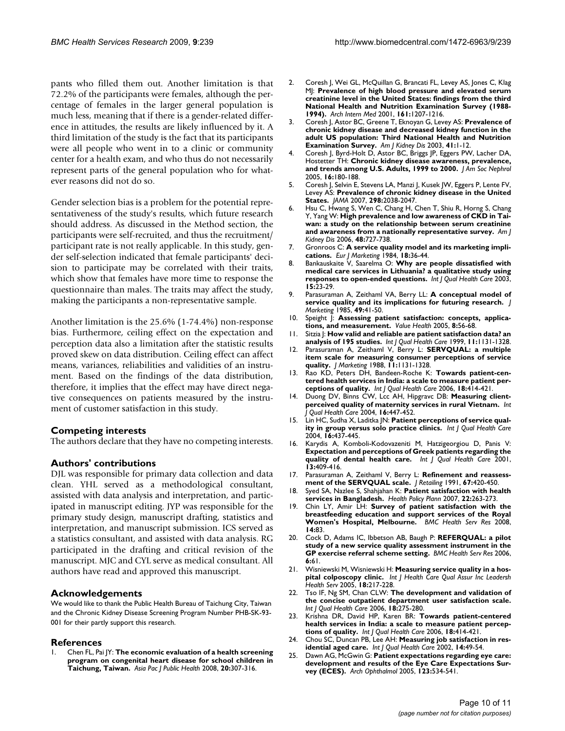pants who filled them out. Another limitation is that 72.2% of the participants were females, although the percentage of females in the larger general population is much less, meaning that if there is a gender-related difference in attitudes, the results are likely influenced by it. A third limitation of the study is the fact that its participants were all people who went in to a clinic or community center for a health exam, and who thus do not necessarily represent parts of the general population who for whatever reasons did not do so.

Gender selection bias is a problem for the potential representativeness of the study's results, which future research should address. As discussed in the Method section, the participants were self-recruited, and thus the recruitment/participant rate is not really applicable. In this study, gender self-selection indicated that female participants' decision to participate may be correlated with their traits, which show that females have more time to response the questionnaire than males. The traits may affect the study, making the participants a non-representative sample.

Another limitation is the 25.6% (1-74.4%) non-response bias. Furthermore, ceiling effect on the expectation and perception data also a limitation after the statistic results proved skew on data distribution. Ceiling effect can affect means, variances, reliabilities and validities of an instrument. Based on the findings of the data distribution, therefore, it implies that the effect may have direct negative consequences on patients measured by the instrument of customer satisfaction in this study.

## Competing interests

The authors declare that they have no competing interests.

## Authors' contributions

DJL was responsible for primary data collection and data clean. YHL served as a methodological consultant, assisted with data analysis and interpretation, and participated in manuscript editing. JYP was responsible for the primary study design, manuscript drafting, statistics and interpretation, and manuscript submission. ICS served as a statistics consultant, and assisted with data analysis. RG participated in the drafting and critical revision of the manuscript. MJC and CYL serve as medical consultant. All authors have read and approved this manuscript.

## Acknowledgements

We would like to thank the Public Health Bureau of Taichung City, Taiwan and the Chronic Kidney Disease Screening Program Number PHB-SK-93-001 for their partly support this research.

## References

1. Chen FL, Pai JY: **The economic evaluation of a health screening program on congenital heart disease for school children in Taichung, Taiwan.** *Asia Pac J Public Health* 2008, **20:**307-316.
2. Coresh J, Wei GL, McQuillan G, Brancati FL, Levey AS, Jones C, Klag MJ: **Prevalence of high blood pressure and elevated serum creatinine level in the United States: findings from the third National Health and Nutrition Examination Survey (1988-1994).** *Arch Intern Med* 2001, **161:**1207-1216.
3. Coresh J, Astor BC, Greene T, Eknoyan G, Levey AS: **Prevalence of chronic kidney disease and decreased kidney function in the adult US population: Third National Health and Nutrition Examination Survey.** *Am J Kidney Dis* 2003, **41:**1-12.
4. Coresh J, Byrd-Holt D, Astor BC, Briggs JP, Eggers PW, Lacher DA, Hostetter TH: **Chronic kidney disease awareness, prevalence, and trends among U.S. Adults, 1999 to 2000.** *J Am Soc Nephrol* 2005, **16:**180-188.
5. Coresh J, Selvin E, Stevens LA, Manzi J, Kusek JW, Eggers P, Lente FV, Levey AS: **Prevalence of chronic kidney disease in the United States.** *JAMA* 2007, **298:**2038-2047.
6. Hsu C, Hwang S, Wen C, Chang H, Chen T, Shiu R, Horng S, Chang Y, Yang W: **High prevalence and low awareness of CKD in Taiwan: a study on the relationship between serum creatinine and awareness from a nationally representative survey.** *Am J Kidney Dis* 2006, **48:**727-738.
7. Gronroos C: **A service quality model and its marketing implications.** *Eur J Marketing* 1984, **18:**36-44.
8. Bankauskaite V, Saarelma O: **Why are people dissatisfied with medical care services in Lithuania? a qualitative study using responses to open-ended questions.** *Int J Qual Health Care* 2003, **15:**23-29.
9. Parasuraman A, Zeithaml VA, Berry LL: **A conceptual model of service quality and its implications for futuring research.** *J Marketing* 1985, **49:**41-50.
10. Speight J: **Assessing patient satisfaction: concepts, applications, and measurement.** *Value Health* 2005, **8:**56-68.
11. Sitzia J: **How valid and reliable are patient satisfaction data? an analysis of 195 studies.** *Int J Qual Health Care* 1999, **11:**1131-1328.
12. Parasuraman A, Zeithaml V, Berry L: **SERVQUAL: a multiple item scale for measuring consumer perceptions of service quality.** *J Marketing* 1988, **11:**1131-1328.
13. Rao KD, Peters DH, Bandeen-Roche K: **Towards patient-centered health services in India: a scale to measure patient perceptions of quality.** *Int J Qual Health Care* 2006, **18:**414-421.
14. Duong DV, Binns CW, Lcc AH, Hipgravc DB: **Measuring client-perceived quality of maternity services in rural Vietnam.** *Int J Qual Health Care* 2004, **16:**447-452.
15. Lin HC, Sudha X, Laditka JN: **Patient perceptions of service quality in group versus solo practice clinics.** *Int J Qual Health Care* 2004, **16:**437-445.
16. Karydis A, Komboli-Kodovazeniti M, Hatzigeorgiou D, Panis V: **Expectation and perceptions of Greek patients regarding the quality of dental health care.** *Int J Qual Health Care* 2001, **13:**409-416.
17. Parasuraman A, Zeithaml V, Berry L: **Refinement and reassessment of the SERVQUAL scale.** *J Retailing* 1991, **67:**420-450.
18. Syed SA, Nazlee S, Shahjahan K: **Patient satisfaction with health services in Bangladesh.** *Health Policy Plann* 2007, **22:**263-273.
19. Chin LY, Amir LH: **Survey of patient satisfaction with the breastfeeding education and support services of the Royal Women's Hospital, Melbourne.** *BMC Health Serv Res* 2008, **14:**83.
20. Cock D, Adams IC, Ibbetson AB, Baugh P: **REFERQUAL: a pilot study of a new service quality assessment instrument in the GP exercise referral scheme setting.** *BMC Health Serv Res* 2006, **6:**61.
21. Wisniewski M, Wisniewski H: **Measuring service quality in a hospital colposcopy clinic.** *Int J Health Care Qual Assur Inc Leadersh Health Serv* 2005, **18:**217-228.
22. Tso IF, Ng SM, Chan CLW: **The development and validation of the concise outpatient department user satisfaction scale.** *Int J Qual Health Care* 2006, **18:**275-280.
23. Krishna DR, David HP, Karen BR: **Towards patient-centered health services in India: a scale to measure patient perceptions of quality.** *Int J Qual Health Care* 2006, **18:**414-421.
24. Chou SC, Duncan PB, Lee AH: **Measuring job satisfaction in residential aged care.** *Int J Qual Health Care* 2002, **14:**49-54.
25. Dawn AG, McGwin G: **Patient expectations regarding eye care: development and results of the Eye Care Expectations Survey (ECES).** *Arch Ophthalmol* 2005, **123:**534-541.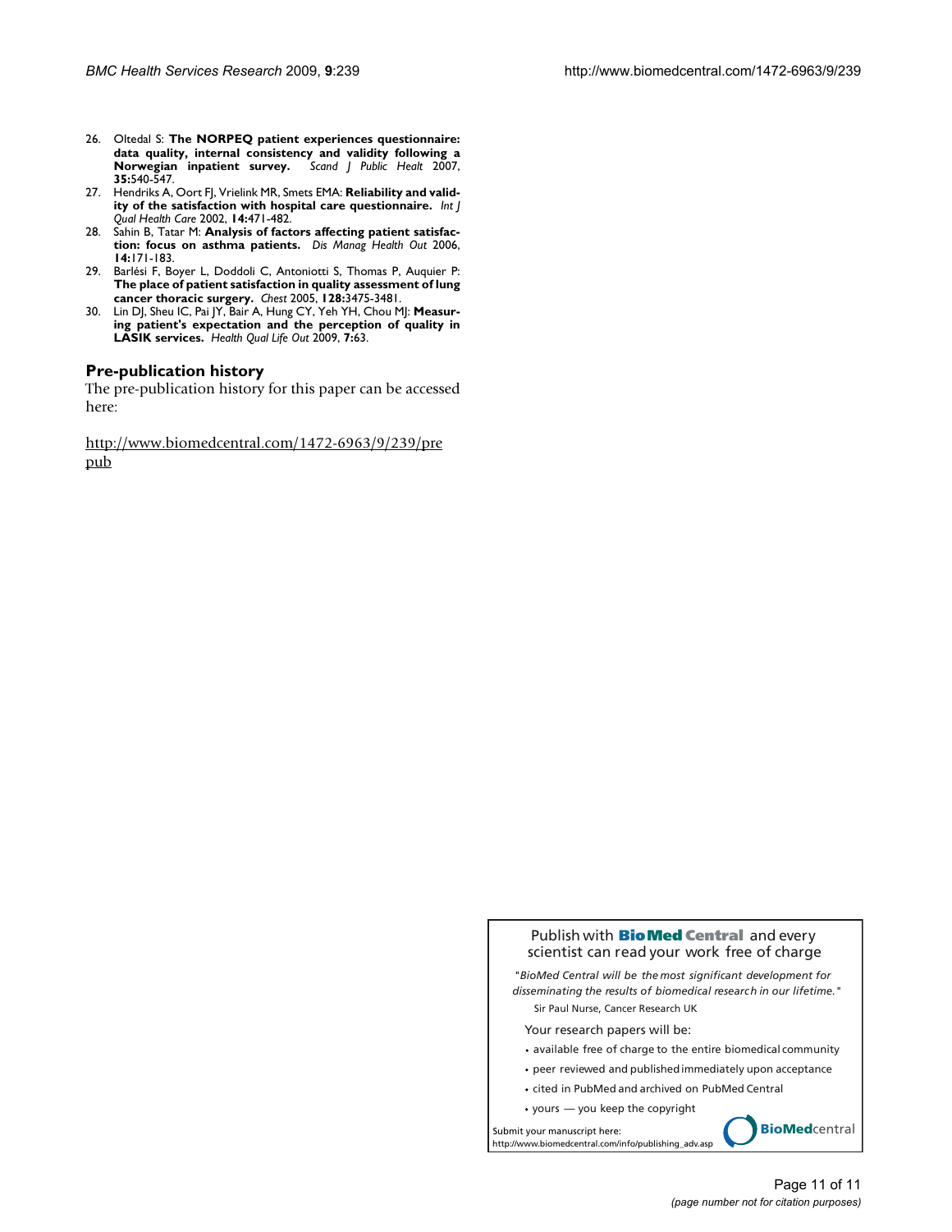26. Oltedal S: **The NORPEQ patient experiences questionnaire: data quality, internal consistency and validity following a Norwegian inpatient survey.** *Scand J Public Healt* 2007, **35:**540-547.
27. Hendriks A, Oort FJ, Vrielink MR, Smets EMA: **Reliability and validity of the satisfaction with hospital care questionnaire.** *Int J Qual Health Care* 2002, **14:**471-482.
28. Sahin B, Tatar M: **Analysis of factors affecting patient satisfaction: focus on asthma patients.** *Dis Manag Health Out* 2006, **14:**171-183.
29. Barlési F, Boyer L, Doddoli C, Antoniotti S, Thomas P, Auquier P: **The place of patient satisfaction in quality assessment of lung cancer thoracic surgery.** *Chest* 2005, **128:**3475-3481.
30. Lin DJ, Sheu IC, Pai JY, Bair A, Hung CY, Yeh YH, Chou MJ: **Measuring patient's expectation and the perception of quality in LASIK services.** *Health Qual Life Out* 2009, **7:**63.

## Pre-publication history

The pre-publication history for this paper can be accessed here:

http://www.biomedcentral.com/1472-6963/9/239/prepub

Publish with **BioMed Central** and every scientist can read your work free of charge

*"BioMed Central will be the most significant development for disseminating the results of biomedical research in our lifetime."*

Sir Paul Nurse, Cancer Research UK

Your research papers will be:

- available free of charge to the entire biomedical community
- peer reviewed and published immediately upon acceptance
- cited in PubMed and archived on PubMed Central
- yours — you keep the copyright

Submit your manuscript here:
http://www.biomedcentral.com/info/publishing_adv.asp

**BioMed**central